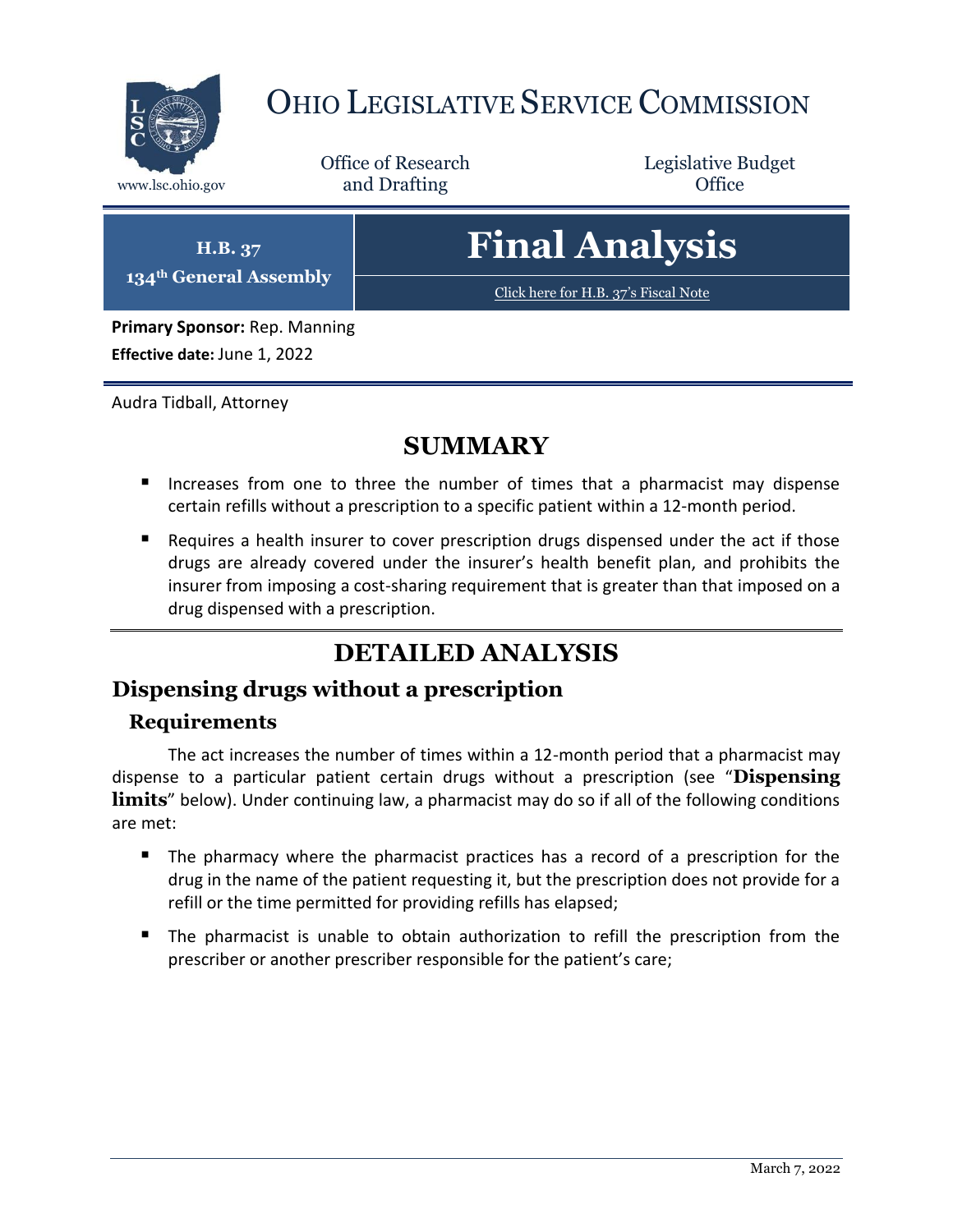# Ohio Legislative Service Commission

www.lsc.ohio.gov

Office of Research and Drafting

Legislative Budget Office

**H.B. 37**
**134th General Assembly**

# Final Analysis

Click here for H.B. 37's Fiscal Note

**Primary Sponsor:** Rep. Manning

**Effective date:** June 1, 2022

Audra Tidball, Attorney

## SUMMARY

- Increases from one to three the number of times that a pharmacist may dispense certain refills without a prescription to a specific patient within a 12-month period.
- Requires a health insurer to cover prescription drugs dispensed under the act if those drugs are already covered under the insurer's health benefit plan, and prohibits the insurer from imposing a cost-sharing requirement that is greater than that imposed on a drug dispensed with a prescription.

## DETAILED ANALYSIS

### Dispensing drugs without a prescription

#### Requirements

The act increases the number of times within a 12-month period that a pharmacist may dispense to a particular patient certain drugs without a prescription (see "**Dispensing limits**" below). Under continuing law, a pharmacist may do so if all of the following conditions are met:

- The pharmacy where the pharmacist practices has a record of a prescription for the drug in the name of the patient requesting it, but the prescription does not provide for a refill or the time permitted for providing refills has elapsed;
- The pharmacist is unable to obtain authorization to refill the prescription from the prescriber or another prescriber responsible for the patient's care;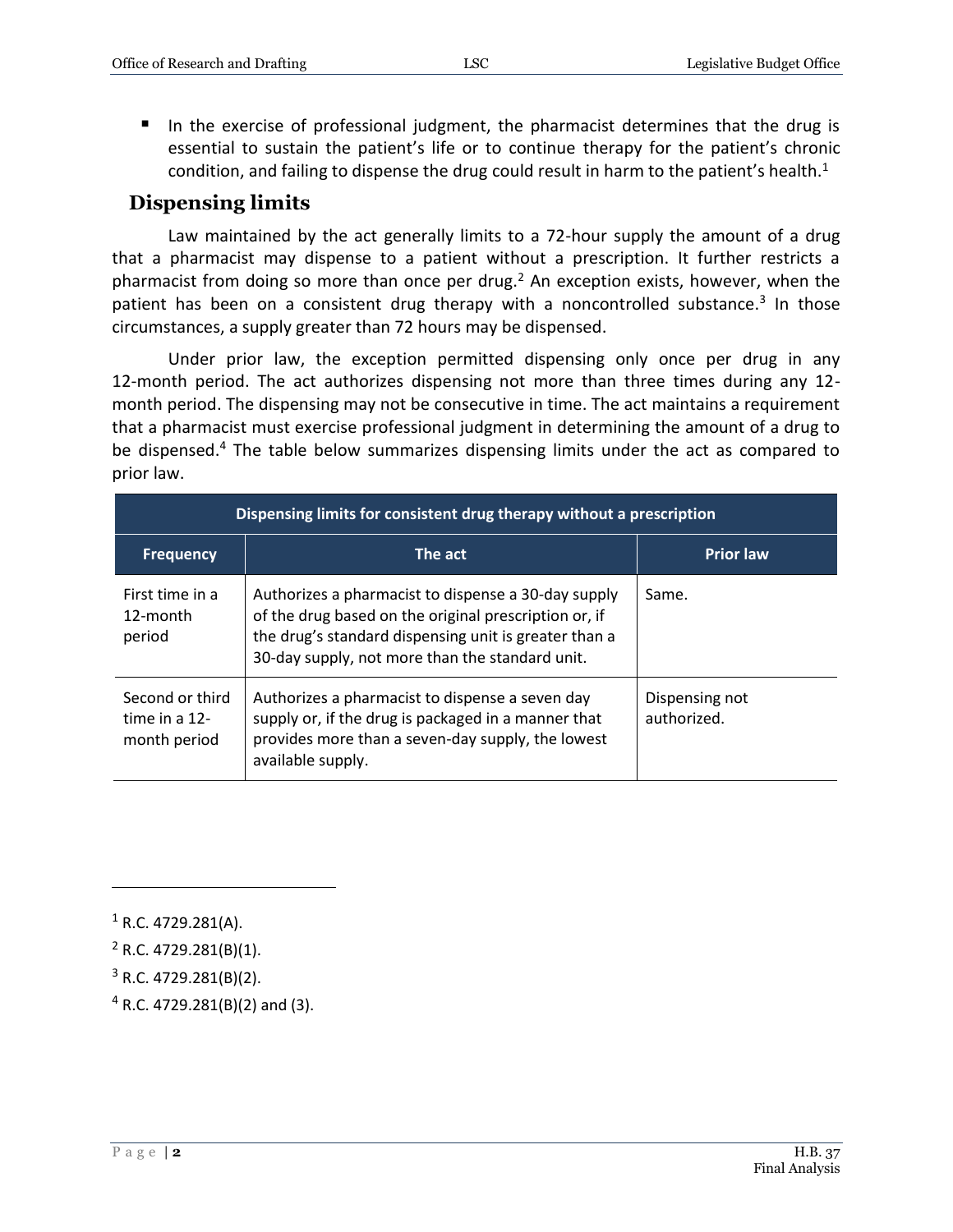- In the exercise of professional judgment, the pharmacist determines that the drug is essential to sustain the patient's life or to continue therapy for the patient's chronic condition, and failing to dispense the drug could result in harm to the patient's health.[1]

## Dispensing limits

Law maintained by the act generally limits to a 72-hour supply the amount of a drug that a pharmacist may dispense to a patient without a prescription. It further restricts a pharmacist from doing so more than once per drug.[2] An exception exists, however, when the patient has been on a consistent drug therapy with a noncontrolled substance.[3] In those circumstances, a supply greater than 72 hours may be dispensed.

Under prior law, the exception permitted dispensing only once per drug in any 12-month period. The act authorizes dispensing not more than three times during any 12-month period. The dispensing may not be consecutive in time. The act maintains a requirement that a pharmacist must exercise professional judgment in determining the amount of a drug to be dispensed.[4] The table below summarizes dispensing limits under the act as compared to prior law.

| Dispensing limits for consistent drug therapy without a prescription | | |
|---|---|---|
| **Frequency** | **The act** | **Prior law** |
| First time in a 12-month period | Authorizes a pharmacist to dispense a 30-day supply of the drug based on the original prescription or, if the drug's standard dispensing unit is greater than a 30-day supply, not more than the standard unit. | Same. |
| Second or third time in a 12-month period | Authorizes a pharmacist to dispense a seven day supply or, if the drug is packaged in a manner that provides more than a seven-day supply, the lowest available supply. | Dispensing not authorized. |

---

[1] R.C. 4729.281(A).

[2] R.C. 4729.281(B)(1).

[3] R.C. 4729.281(B)(2).

[4] R.C. 4729.281(B)(2) and (3).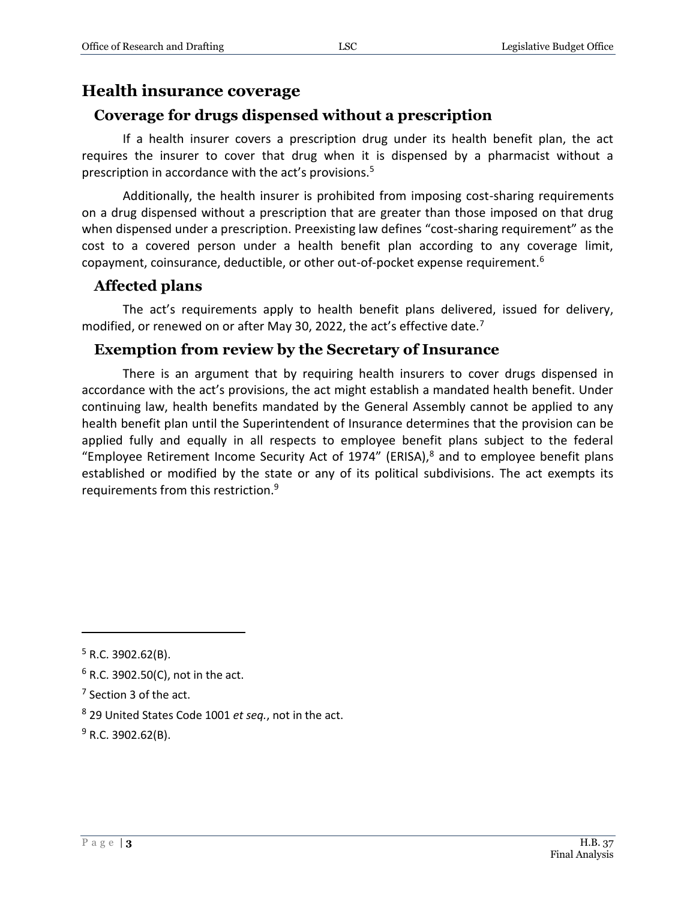## Health insurance coverage

### Coverage for drugs dispensed without a prescription

If a health insurer covers a prescription drug under its health benefit plan, the act requires the insurer to cover that drug when it is dispensed by a pharmacist without a prescription in accordance with the act's provisions.[5]

Additionally, the health insurer is prohibited from imposing cost-sharing requirements on a drug dispensed without a prescription that are greater than those imposed on that drug when dispensed under a prescription. Preexisting law defines "cost-sharing requirement" as the cost to a covered person under a health benefit plan according to any coverage limit, copayment, coinsurance, deductible, or other out-of-pocket expense requirement.[6]

### Affected plans

The act's requirements apply to health benefit plans delivered, issued for delivery, modified, or renewed on or after May 30, 2022, the act's effective date.[7]

### Exemption from review by the Secretary of Insurance

There is an argument that by requiring health insurers to cover drugs dispensed in accordance with the act's provisions, the act might establish a mandated health benefit. Under continuing law, health benefits mandated by the General Assembly cannot be applied to any health benefit plan until the Superintendent of Insurance determines that the provision can be applied fully and equally in all respects to employee benefit plans subject to the federal "Employee Retirement Income Security Act of 1974" (ERISA),[8] and to employee benefit plans established or modified by the state or any of its political subdivisions. The act exempts its requirements from this restriction.[9]

---

[5] R.C. 3902.62(B).

[6] R.C. 3902.50(C), not in the act.

[7] Section 3 of the act.

[8] 29 United States Code 1001 *et seq.*, not in the act.

[9] R.C. 3902.62(B).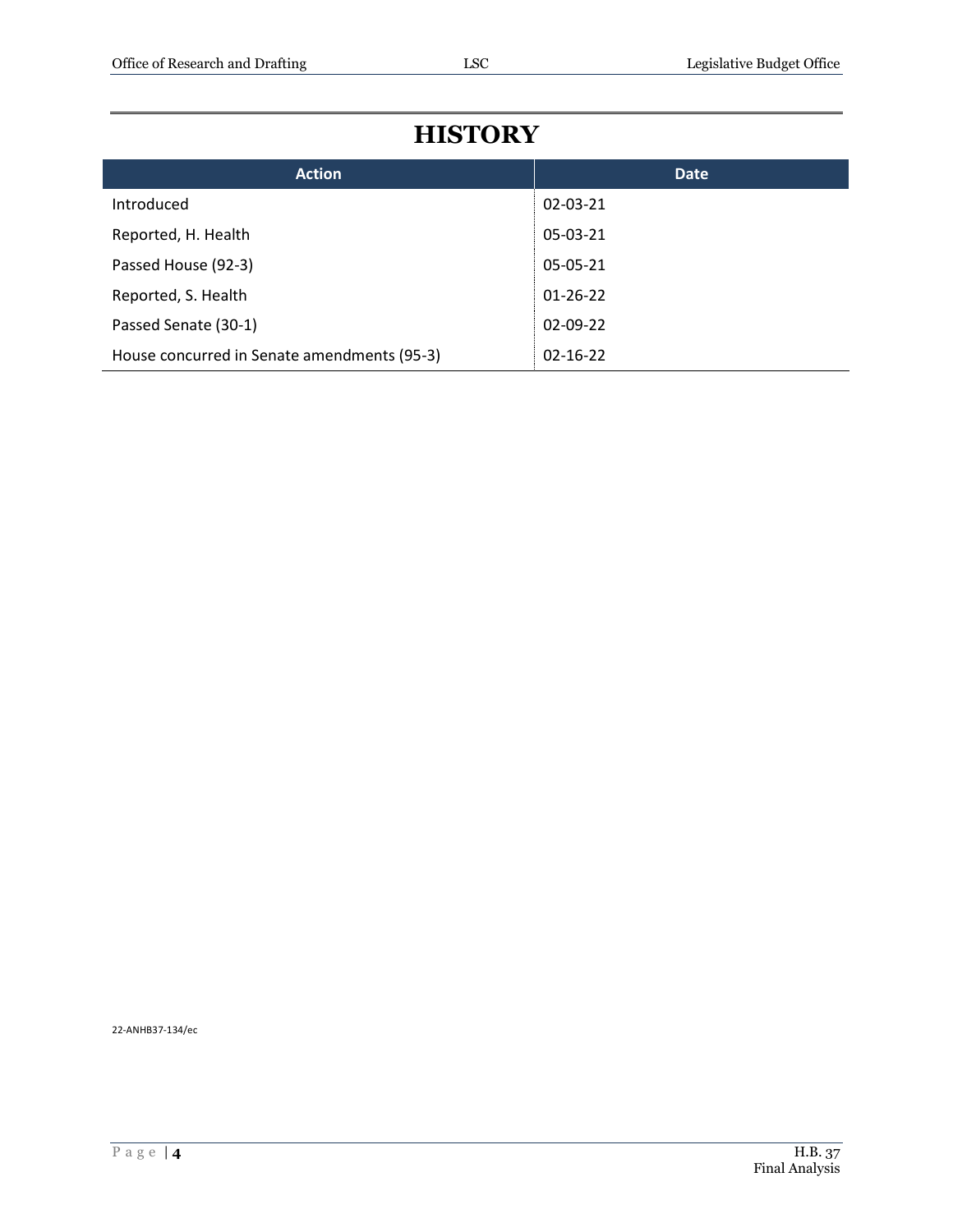# HISTORY

| Action | Date |
| --- | --- |
| Introduced | 02-03-21 |
| Reported, H. Health | 05-03-21 |
| Passed House (92-3) | 05-05-21 |
| Reported, S. Health | 01-26-22 |
| Passed Senate (30-1) | 02-09-22 |
| House concurred in Senate amendments (95-3) | 02-16-22 |

22-ANHB37-134/ec